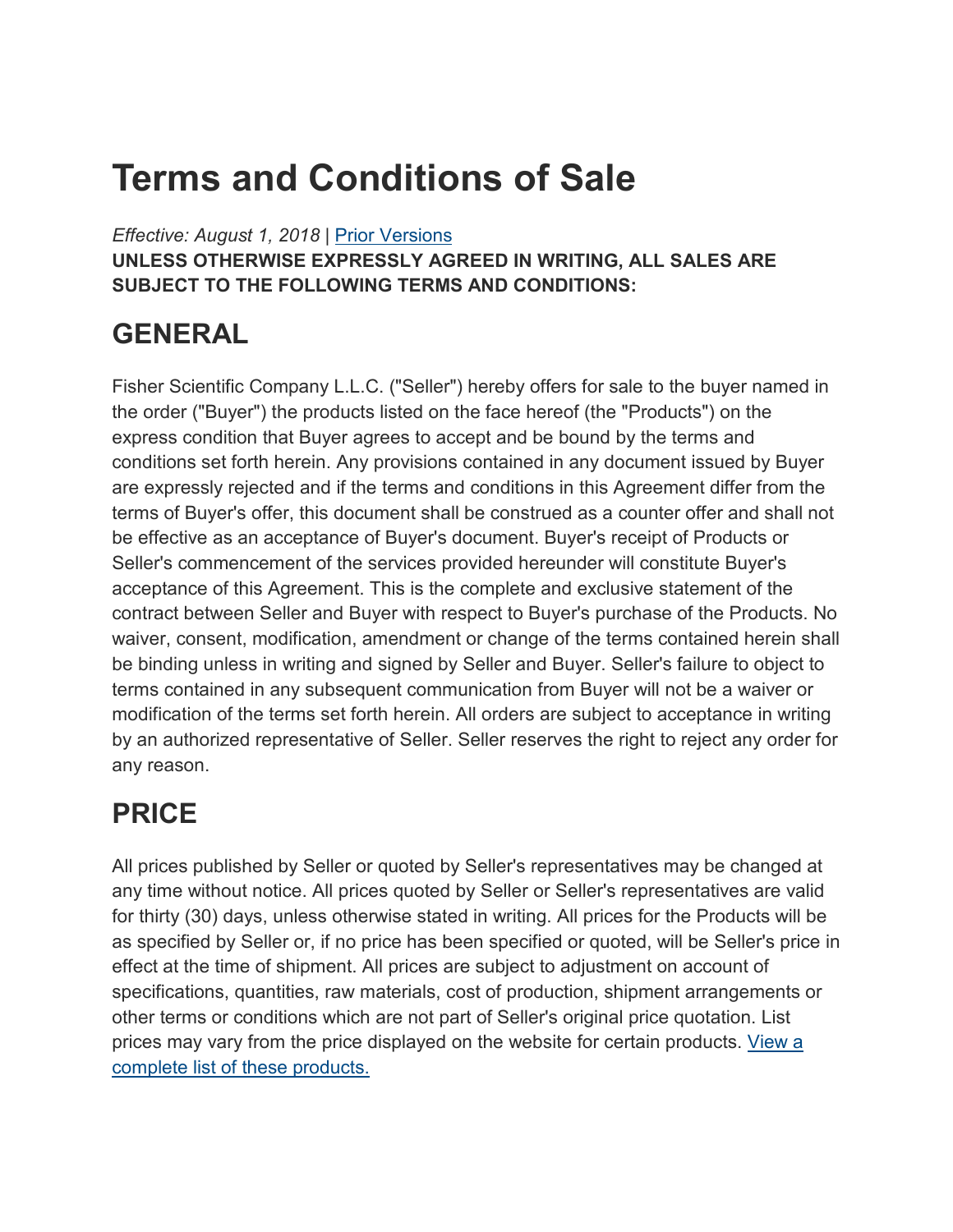# Terms and Conditions of Sale

*Effective: August 1, 2018* | Prior Versions

**UNLESS OTHERWISE EXPRESSLY AGREED IN WRITING, ALL SALES ARE SUBJECT TO THE FOLLOWING TERMS AND CONDITIONS:**

## GENERAL

Fisher Scientific Company L.L.C. ("Seller") hereby offers for sale to the buyer named in the order ("Buyer") the products listed on the face hereof (the "Products") on the express condition that Buyer agrees to accept and be bound by the terms and conditions set forth herein. Any provisions contained in any document issued by Buyer are expressly rejected and if the terms and conditions in this Agreement differ from the terms of Buyer's offer, this document shall be construed as a counter offer and shall not be effective as an acceptance of Buyer's document. Buyer's receipt of Products or Seller's commencement of the services provided hereunder will constitute Buyer's acceptance of this Agreement. This is the complete and exclusive statement of the contract between Seller and Buyer with respect to Buyer's purchase of the Products. No waiver, consent, modification, amendment or change of the terms contained herein shall be binding unless in writing and signed by Seller and Buyer. Seller's failure to object to terms contained in any subsequent communication from Buyer will not be a waiver or modification of the terms set forth herein. All orders are subject to acceptance in writing by an authorized representative of Seller. Seller reserves the right to reject any order for any reason.

## PRICE

All prices published by Seller or quoted by Seller's representatives may be changed at any time without notice. All prices quoted by Seller or Seller's representatives are valid for thirty (30) days, unless otherwise stated in writing. All prices for the Products will be as specified by Seller or, if no price has been specified or quoted, will be Seller's price in effect at the time of shipment. All prices are subject to adjustment on account of specifications, quantities, raw materials, cost of production, shipment arrangements or other terms or conditions which are not part of Seller's original price quotation. List prices may vary from the price displayed on the website for certain products. View a complete list of these products.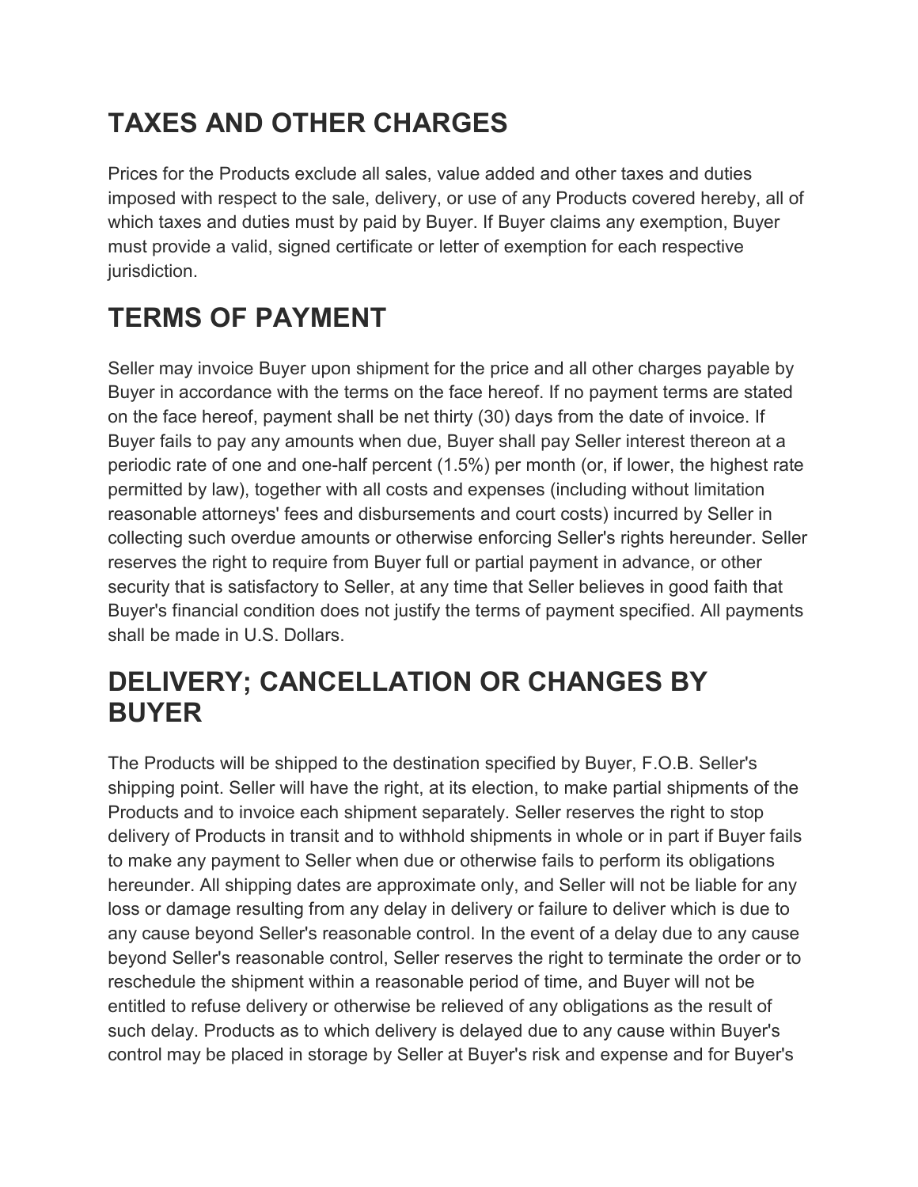# TAXES AND OTHER CHARGES

Prices for the Products exclude all sales, value added and other taxes and duties imposed with respect to the sale, delivery, or use of any Products covered hereby, all of which taxes and duties must by paid by Buyer. If Buyer claims any exemption, Buyer must provide a valid, signed certificate or letter of exemption for each respective jurisdiction.

# TERMS OF PAYMENT

Seller may invoice Buyer upon shipment for the price and all other charges payable by Buyer in accordance with the terms on the face hereof. If no payment terms are stated on the face hereof, payment shall be net thirty (30) days from the date of invoice. If Buyer fails to pay any amounts when due, Buyer shall pay Seller interest thereon at a periodic rate of one and one-half percent (1.5%) per month (or, if lower, the highest rate permitted by law), together with all costs and expenses (including without limitation reasonable attorneys' fees and disbursements and court costs) incurred by Seller in collecting such overdue amounts or otherwise enforcing Seller's rights hereunder. Seller reserves the right to require from Buyer full or partial payment in advance, or other security that is satisfactory to Seller, at any time that Seller believes in good faith that Buyer's financial condition does not justify the terms of payment specified. All payments shall be made in U.S. Dollars.

# DELIVERY; CANCELLATION OR CHANGES BY BUYER

The Products will be shipped to the destination specified by Buyer, F.O.B. Seller's shipping point. Seller will have the right, at its election, to make partial shipments of the Products and to invoice each shipment separately. Seller reserves the right to stop delivery of Products in transit and to withhold shipments in whole or in part if Buyer fails to make any payment to Seller when due or otherwise fails to perform its obligations hereunder. All shipping dates are approximate only, and Seller will not be liable for any loss or damage resulting from any delay in delivery or failure to deliver which is due to any cause beyond Seller's reasonable control. In the event of a delay due to any cause beyond Seller's reasonable control, Seller reserves the right to terminate the order or to reschedule the shipment within a reasonable period of time, and Buyer will not be entitled to refuse delivery or otherwise be relieved of any obligations as the result of such delay. Products as to which delivery is delayed due to any cause within Buyer's control may be placed in storage by Seller at Buyer's risk and expense and for Buyer's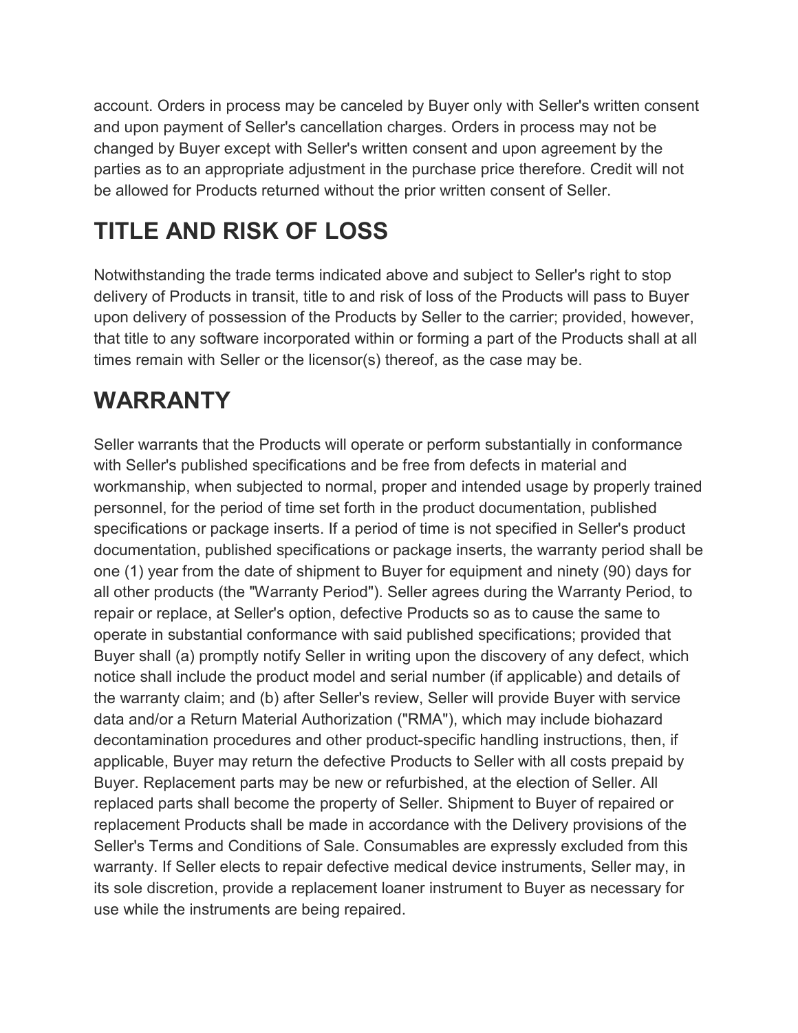account. Orders in process may be canceled by Buyer only with Seller's written consent and upon payment of Seller's cancellation charges. Orders in process may not be changed by Buyer except with Seller's written consent and upon agreement by the parties as to an appropriate adjustment in the purchase price therefore. Credit will not be allowed for Products returned without the prior written consent of Seller.

# TITLE AND RISK OF LOSS

Notwithstanding the trade terms indicated above and subject to Seller's right to stop delivery of Products in transit, title to and risk of loss of the Products will pass to Buyer upon delivery of possession of the Products by Seller to the carrier; provided, however, that title to any software incorporated within or forming a part of the Products shall at all times remain with Seller or the licensor(s) thereof, as the case may be.

# WARRANTY

Seller warrants that the Products will operate or perform substantially in conformance with Seller's published specifications and be free from defects in material and workmanship, when subjected to normal, proper and intended usage by properly trained personnel, for the period of time set forth in the product documentation, published specifications or package inserts. If a period of time is not specified in Seller's product documentation, published specifications or package inserts, the warranty period shall be one (1) year from the date of shipment to Buyer for equipment and ninety (90) days for all other products (the "Warranty Period"). Seller agrees during the Warranty Period, to repair or replace, at Seller's option, defective Products so as to cause the same to operate in substantial conformance with said published specifications; provided that Buyer shall (a) promptly notify Seller in writing upon the discovery of any defect, which notice shall include the product model and serial number (if applicable) and details of the warranty claim; and (b) after Seller's review, Seller will provide Buyer with service data and/or a Return Material Authorization ("RMA"), which may include biohazard decontamination procedures and other product-specific handling instructions, then, if applicable, Buyer may return the defective Products to Seller with all costs prepaid by Buyer. Replacement parts may be new or refurbished, at the election of Seller. All replaced parts shall become the property of Seller. Shipment to Buyer of repaired or replacement Products shall be made in accordance with the Delivery provisions of the Seller's Terms and Conditions of Sale. Consumables are expressly excluded from this warranty. If Seller elects to repair defective medical device instruments, Seller may, in its sole discretion, provide a replacement loaner instrument to Buyer as necessary for use while the instruments are being repaired.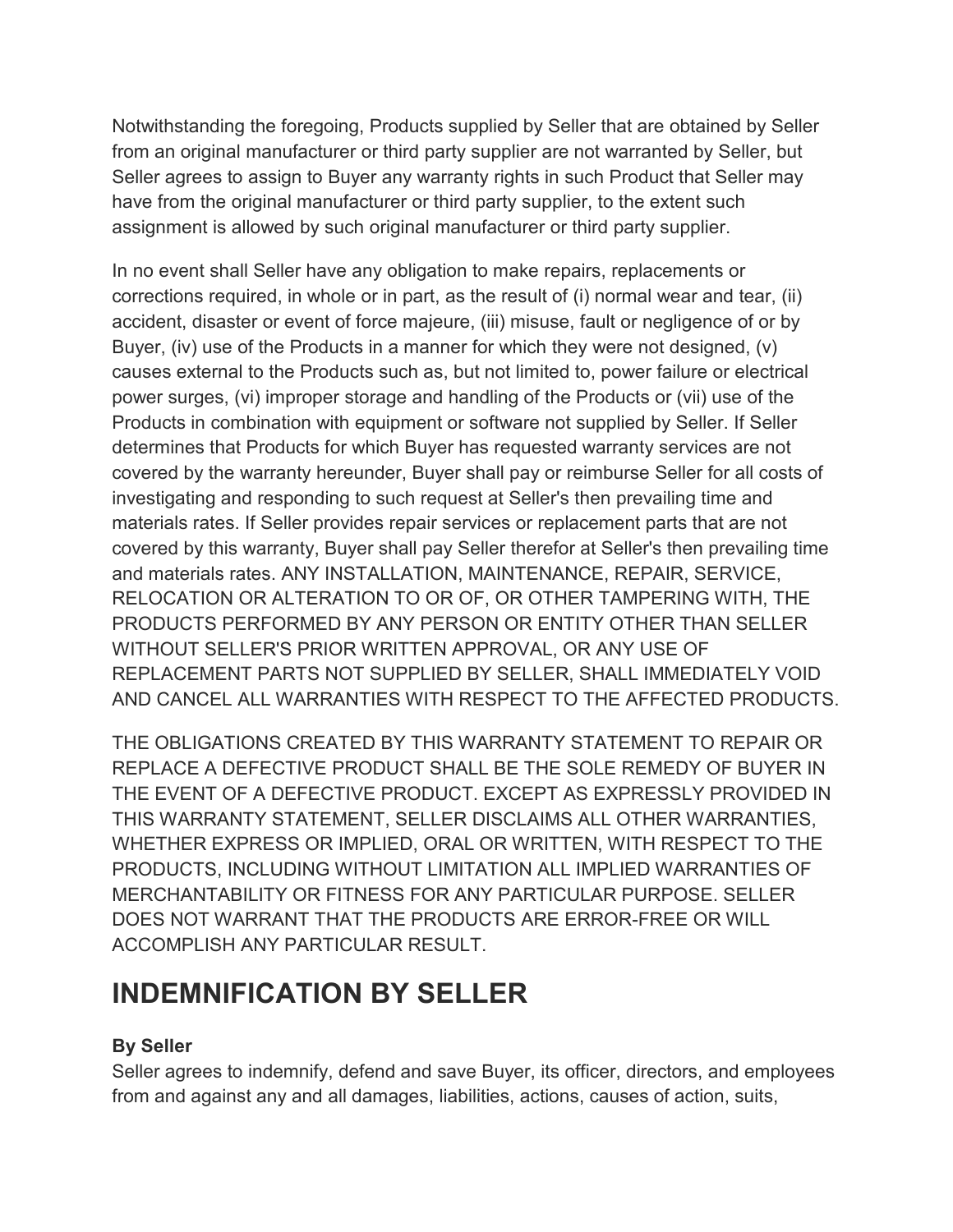Notwithstanding the foregoing, Products supplied by Seller that are obtained by Seller from an original manufacturer or third party supplier are not warranted by Seller, but Seller agrees to assign to Buyer any warranty rights in such Product that Seller may have from the original manufacturer or third party supplier, to the extent such assignment is allowed by such original manufacturer or third party supplier.

In no event shall Seller have any obligation to make repairs, replacements or corrections required, in whole or in part, as the result of (i) normal wear and tear, (ii) accident, disaster or event of force majeure, (iii) misuse, fault or negligence of or by Buyer, (iv) use of the Products in a manner for which they were not designed, (v) causes external to the Products such as, but not limited to, power failure or electrical power surges, (vi) improper storage and handling of the Products or (vii) use of the Products in combination with equipment or software not supplied by Seller. If Seller determines that Products for which Buyer has requested warranty services are not covered by the warranty hereunder, Buyer shall pay or reimburse Seller for all costs of investigating and responding to such request at Seller's then prevailing time and materials rates. If Seller provides repair services or replacement parts that are not covered by this warranty, Buyer shall pay Seller therefor at Seller's then prevailing time and materials rates. ANY INSTALLATION, MAINTENANCE, REPAIR, SERVICE, RELOCATION OR ALTERATION TO OR OF, OR OTHER TAMPERING WITH, THE PRODUCTS PERFORMED BY ANY PERSON OR ENTITY OTHER THAN SELLER WITHOUT SELLER'S PRIOR WRITTEN APPROVAL, OR ANY USE OF REPLACEMENT PARTS NOT SUPPLIED BY SELLER, SHALL IMMEDIATELY VOID AND CANCEL ALL WARRANTIES WITH RESPECT TO THE AFFECTED PRODUCTS.

THE OBLIGATIONS CREATED BY THIS WARRANTY STATEMENT TO REPAIR OR REPLACE A DEFECTIVE PRODUCT SHALL BE THE SOLE REMEDY OF BUYER IN THE EVENT OF A DEFECTIVE PRODUCT. EXCEPT AS EXPRESSLY PROVIDED IN THIS WARRANTY STATEMENT, SELLER DISCLAIMS ALL OTHER WARRANTIES, WHETHER EXPRESS OR IMPLIED, ORAL OR WRITTEN, WITH RESPECT TO THE PRODUCTS, INCLUDING WITHOUT LIMITATION ALL IMPLIED WARRANTIES OF MERCHANTABILITY OR FITNESS FOR ANY PARTICULAR PURPOSE. SELLER DOES NOT WARRANT THAT THE PRODUCTS ARE ERROR-FREE OR WILL ACCOMPLISH ANY PARTICULAR RESULT.

# INDEMNIFICATION BY SELLER

**By Seller**
Seller agrees to indemnify, defend and save Buyer, its officer, directors, and employees from and against any and all damages, liabilities, actions, causes of action, suits,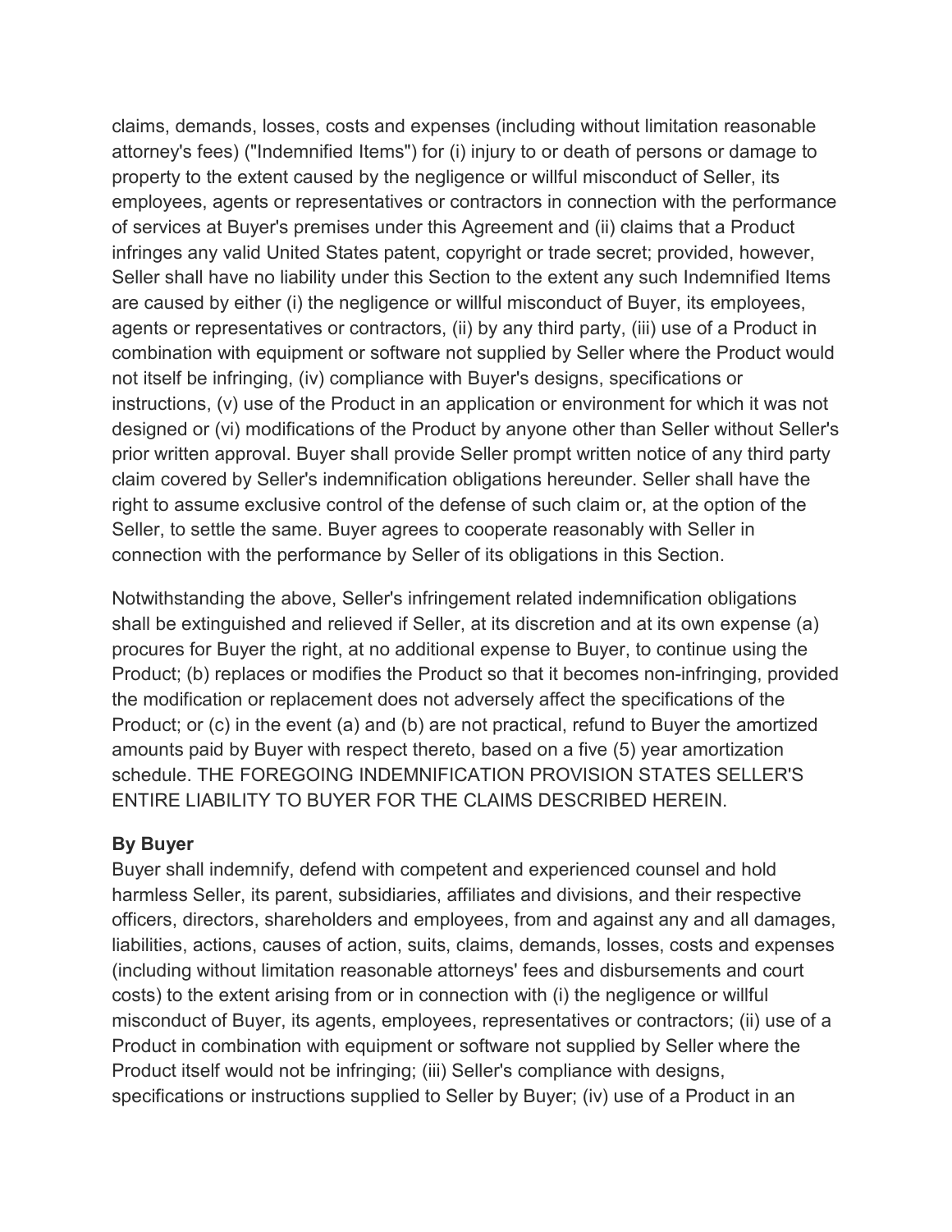claims, demands, losses, costs and expenses (including without limitation reasonable attorney's fees) ("Indemnified Items") for (i) injury to or death of persons or damage to property to the extent caused by the negligence or willful misconduct of Seller, its employees, agents or representatives or contractors in connection with the performance of services at Buyer's premises under this Agreement and (ii) claims that a Product infringes any valid United States patent, copyright or trade secret; provided, however, Seller shall have no liability under this Section to the extent any such Indemnified Items are caused by either (i) the negligence or willful misconduct of Buyer, its employees, agents or representatives or contractors, (ii) by any third party, (iii) use of a Product in combination with equipment or software not supplied by Seller where the Product would not itself be infringing, (iv) compliance with Buyer's designs, specifications or instructions, (v) use of the Product in an application or environment for which it was not designed or (vi) modifications of the Product by anyone other than Seller without Seller's prior written approval. Buyer shall provide Seller prompt written notice of any third party claim covered by Seller's indemnification obligations hereunder. Seller shall have the right to assume exclusive control of the defense of such claim or, at the option of the Seller, to settle the same. Buyer agrees to cooperate reasonably with Seller in connection with the performance by Seller of its obligations in this Section.

Notwithstanding the above, Seller's infringement related indemnification obligations shall be extinguished and relieved if Seller, at its discretion and at its own expense (a) procures for Buyer the right, at no additional expense to Buyer, to continue using the Product; (b) replaces or modifies the Product so that it becomes non-infringing, provided the modification or replacement does not adversely affect the specifications of the Product; or (c) in the event (a) and (b) are not practical, refund to Buyer the amortized amounts paid by Buyer with respect thereto, based on a five (5) year amortization schedule. THE FOREGOING INDEMNIFICATION PROVISION STATES SELLER'S ENTIRE LIABILITY TO BUYER FOR THE CLAIMS DESCRIBED HEREIN.

**By Buyer**

Buyer shall indemnify, defend with competent and experienced counsel and hold harmless Seller, its parent, subsidiaries, affiliates and divisions, and their respective officers, directors, shareholders and employees, from and against any and all damages, liabilities, actions, causes of action, suits, claims, demands, losses, costs and expenses (including without limitation reasonable attorneys' fees and disbursements and court costs) to the extent arising from or in connection with (i) the negligence or willful misconduct of Buyer, its agents, employees, representatives or contractors; (ii) use of a Product in combination with equipment or software not supplied by Seller where the Product itself would not be infringing; (iii) Seller's compliance with designs, specifications or instructions supplied to Seller by Buyer; (iv) use of a Product in an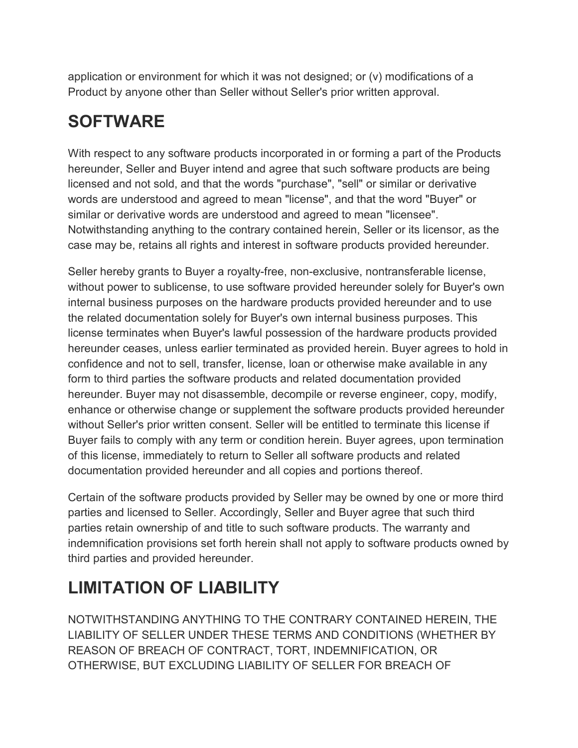application or environment for which it was not designed; or (v) modifications of a Product by anyone other than Seller without Seller's prior written approval.

# SOFTWARE

With respect to any software products incorporated in or forming a part of the Products hereunder, Seller and Buyer intend and agree that such software products are being licensed and not sold, and that the words "purchase", "sell" or similar or derivative words are understood and agreed to mean "license", and that the word "Buyer" or similar or derivative words are understood and agreed to mean "licensee". Notwithstanding anything to the contrary contained herein, Seller or its licensor, as the case may be, retains all rights and interest in software products provided hereunder.

Seller hereby grants to Buyer a royalty-free, non-exclusive, nontransferable license, without power to sublicense, to use software provided hereunder solely for Buyer's own internal business purposes on the hardware products provided hereunder and to use the related documentation solely for Buyer's own internal business purposes. This license terminates when Buyer's lawful possession of the hardware products provided hereunder ceases, unless earlier terminated as provided herein. Buyer agrees to hold in confidence and not to sell, transfer, license, loan or otherwise make available in any form to third parties the software products and related documentation provided hereunder. Buyer may not disassemble, decompile or reverse engineer, copy, modify, enhance or otherwise change or supplement the software products provided hereunder without Seller's prior written consent. Seller will be entitled to terminate this license if Buyer fails to comply with any term or condition herein. Buyer agrees, upon termination of this license, immediately to return to Seller all software products and related documentation provided hereunder and all copies and portions thereof.

Certain of the software products provided by Seller may be owned by one or more third parties and licensed to Seller. Accordingly, Seller and Buyer agree that such third parties retain ownership of and title to such software products. The warranty and indemnification provisions set forth herein shall not apply to software products owned by third parties and provided hereunder.

# LIMITATION OF LIABILITY

NOTWITHSTANDING ANYTHING TO THE CONTRARY CONTAINED HEREIN, THE LIABILITY OF SELLER UNDER THESE TERMS AND CONDITIONS (WHETHER BY REASON OF BREACH OF CONTRACT, TORT, INDEMNIFICATION, OR OTHERWISE, BUT EXCLUDING LIABILITY OF SELLER FOR BREACH OF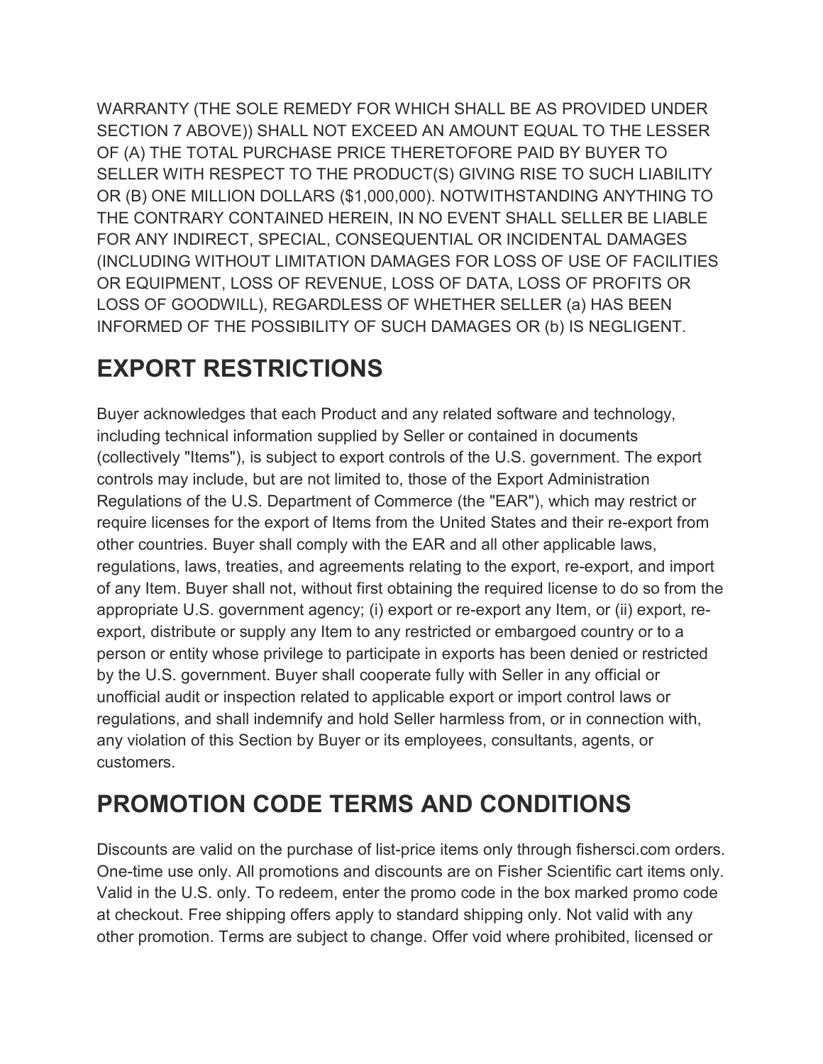WARRANTY (THE SOLE REMEDY FOR WHICH SHALL BE AS PROVIDED UNDER SECTION 7 ABOVE)) SHALL NOT EXCEED AN AMOUNT EQUAL TO THE LESSER OF (A) THE TOTAL PURCHASE PRICE THERETOFORE PAID BY BUYER TO SELLER WITH RESPECT TO THE PRODUCT(S) GIVING RISE TO SUCH LIABILITY OR (B) ONE MILLION DOLLARS ($1,000,000). NOTWITHSTANDING ANYTHING TO THE CONTRARY CONTAINED HEREIN, IN NO EVENT SHALL SELLER BE LIABLE FOR ANY INDIRECT, SPECIAL, CONSEQUENTIAL OR INCIDENTAL DAMAGES (INCLUDING WITHOUT LIMITATION DAMAGES FOR LOSS OF USE OF FACILITIES OR EQUIPMENT, LOSS OF REVENUE, LOSS OF DATA, LOSS OF PROFITS OR LOSS OF GOODWILL), REGARDLESS OF WHETHER SELLER (a) HAS BEEN INFORMED OF THE POSSIBILITY OF SUCH DAMAGES OR (b) IS NEGLIGENT.

## EXPORT RESTRICTIONS

Buyer acknowledges that each Product and any related software and technology, including technical information supplied by Seller or contained in documents (collectively "Items"), is subject to export controls of the U.S. government. The export controls may include, but are not limited to, those of the Export Administration Regulations of the U.S. Department of Commerce (the "EAR"), which may restrict or require licenses for the export of Items from the United States and their re-export from other countries. Buyer shall comply with the EAR and all other applicable laws, regulations, laws, treaties, and agreements relating to the export, re-export, and import of any Item. Buyer shall not, without first obtaining the required license to do so from the appropriate U.S. government agency; (i) export or re-export any Item, or (ii) export, re-export, distribute or supply any Item to any restricted or embargoed country or to a person or entity whose privilege to participate in exports has been denied or restricted by the U.S. government. Buyer shall cooperate fully with Seller in any official or unofficial audit or inspection related to applicable export or import control laws or regulations, and shall indemnify and hold Seller harmless from, or in connection with, any violation of this Section by Buyer or its employees, consultants, agents, or customers.

## PROMOTION CODE TERMS AND CONDITIONS

Discounts are valid on the purchase of list-price items only through fishersci.com orders. One-time use only. All promotions and discounts are on Fisher Scientific cart items only. Valid in the U.S. only. To redeem, enter the promo code in the box marked promo code at checkout. Free shipping offers apply to standard shipping only. Not valid with any other promotion. Terms are subject to change. Offer void where prohibited, licensed or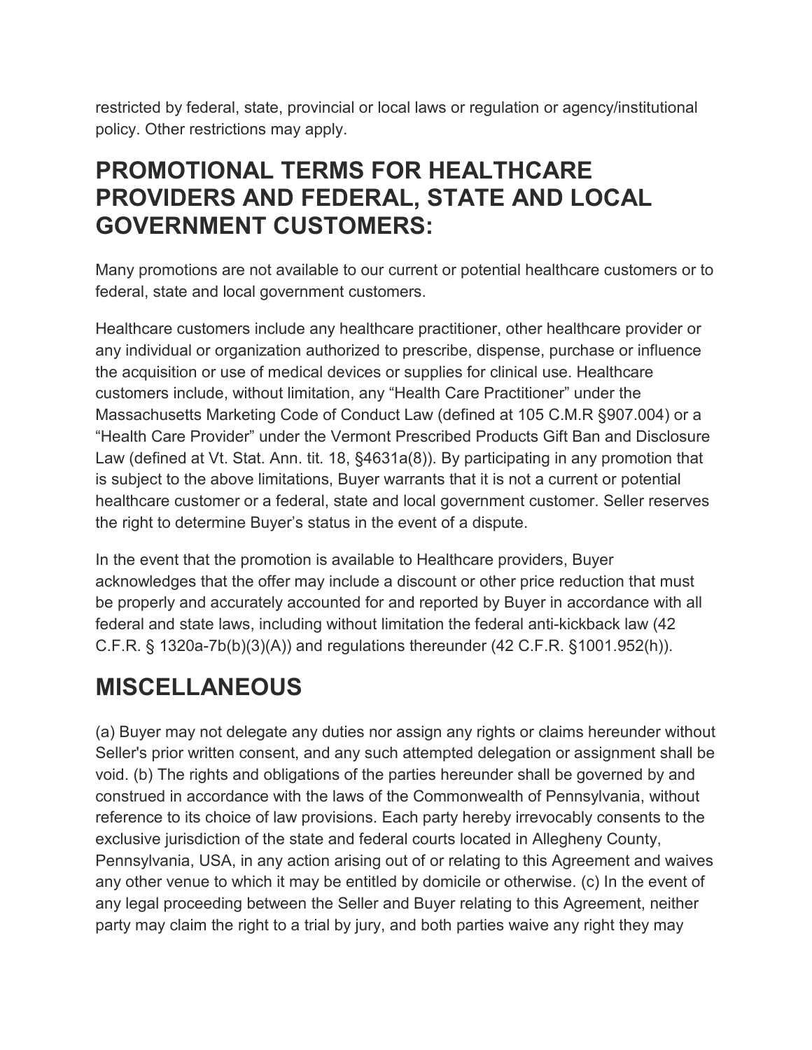restricted by federal, state, provincial or local laws or regulation or agency/institutional policy. Other restrictions may apply.

## PROMOTIONAL TERMS FOR HEALTHCARE PROVIDERS AND FEDERAL, STATE AND LOCAL GOVERNMENT CUSTOMERS:

Many promotions are not available to our current or potential healthcare customers or to federal, state and local government customers.

Healthcare customers include any healthcare practitioner, other healthcare provider or any individual or organization authorized to prescribe, dispense, purchase or influence the acquisition or use of medical devices or supplies for clinical use. Healthcare customers include, without limitation, any “Health Care Practitioner” under the Massachusetts Marketing Code of Conduct Law (defined at 105 C.M.R §907.004) or a “Health Care Provider” under the Vermont Prescribed Products Gift Ban and Disclosure Law (defined at Vt. Stat. Ann. tit. 18, §4631a(8)). By participating in any promotion that is subject to the above limitations, Buyer warrants that it is not a current or potential healthcare customer or a federal, state and local government customer. Seller reserves the right to determine Buyer’s status in the event of a dispute.

In the event that the promotion is available to Healthcare providers, Buyer acknowledges that the offer may include a discount or other price reduction that must be properly and accurately accounted for and reported by Buyer in accordance with all federal and state laws, including without limitation the federal anti-kickback law (42 C.F.R. § 1320a-7b(b)(3)(A)) and regulations thereunder (42 C.F.R. §1001.952(h)).

## MISCELLANEOUS

(a) Buyer may not delegate any duties nor assign any rights or claims hereunder without Seller's prior written consent, and any such attempted delegation or assignment shall be void. (b) The rights and obligations of the parties hereunder shall be governed by and construed in accordance with the laws of the Commonwealth of Pennsylvania, without reference to its choice of law provisions. Each party hereby irrevocably consents to the exclusive jurisdiction of the state and federal courts located in Allegheny County, Pennsylvania, USA, in any action arising out of or relating to this Agreement and waives any other venue to which it may be entitled by domicile or otherwise. (c) In the event of any legal proceeding between the Seller and Buyer relating to this Agreement, neither party may claim the right to a trial by jury, and both parties waive any right they may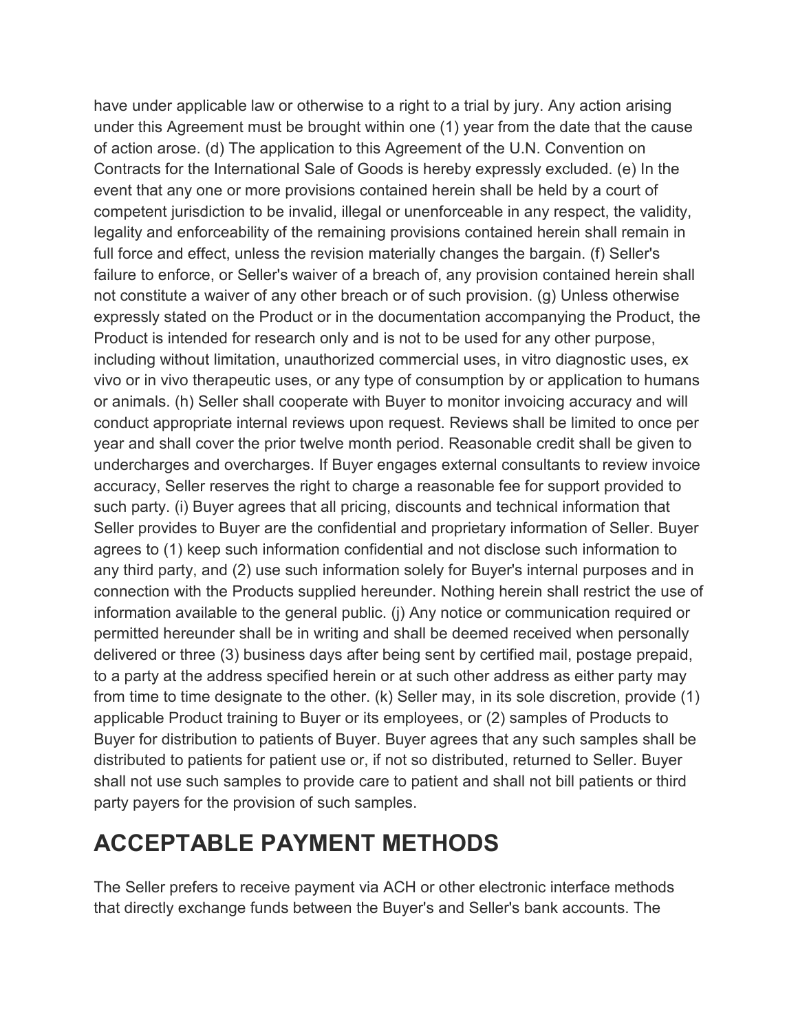have under applicable law or otherwise to a right to a trial by jury. Any action arising under this Agreement must be brought within one (1) year from the date that the cause of action arose. (d) The application to this Agreement of the U.N. Convention on Contracts for the International Sale of Goods is hereby expressly excluded. (e) In the event that any one or more provisions contained herein shall be held by a court of competent jurisdiction to be invalid, illegal or unenforceable in any respect, the validity, legality and enforceability of the remaining provisions contained herein shall remain in full force and effect, unless the revision materially changes the bargain. (f) Seller's failure to enforce, or Seller's waiver of a breach of, any provision contained herein shall not constitute a waiver of any other breach or of such provision. (g) Unless otherwise expressly stated on the Product or in the documentation accompanying the Product, the Product is intended for research only and is not to be used for any other purpose, including without limitation, unauthorized commercial uses, in vitro diagnostic uses, ex vivo or in vivo therapeutic uses, or any type of consumption by or application to humans or animals. (h) Seller shall cooperate with Buyer to monitor invoicing accuracy and will conduct appropriate internal reviews upon request. Reviews shall be limited to once per year and shall cover the prior twelve month period. Reasonable credit shall be given to undercharges and overcharges. If Buyer engages external consultants to review invoice accuracy, Seller reserves the right to charge a reasonable fee for support provided to such party. (i) Buyer agrees that all pricing, discounts and technical information that Seller provides to Buyer are the confidential and proprietary information of Seller. Buyer agrees to (1) keep such information confidential and not disclose such information to any third party, and (2) use such information solely for Buyer's internal purposes and in connection with the Products supplied hereunder. Nothing herein shall restrict the use of information available to the general public. (j) Any notice or communication required or permitted hereunder shall be in writing and shall be deemed received when personally delivered or three (3) business days after being sent by certified mail, postage prepaid, to a party at the address specified herein or at such other address as either party may from time to time designate to the other. (k) Seller may, in its sole discretion, provide (1) applicable Product training to Buyer or its employees, or (2) samples of Products to Buyer for distribution to patients of Buyer. Buyer agrees that any such samples shall be distributed to patients for patient use or, if not so distributed, returned to Seller. Buyer shall not use such samples to provide care to patient and shall not bill patients or third party payers for the provision of such samples.

## ACCEPTABLE PAYMENT METHODS

The Seller prefers to receive payment via ACH or other electronic interface methods that directly exchange funds between the Buyer's and Seller's bank accounts. The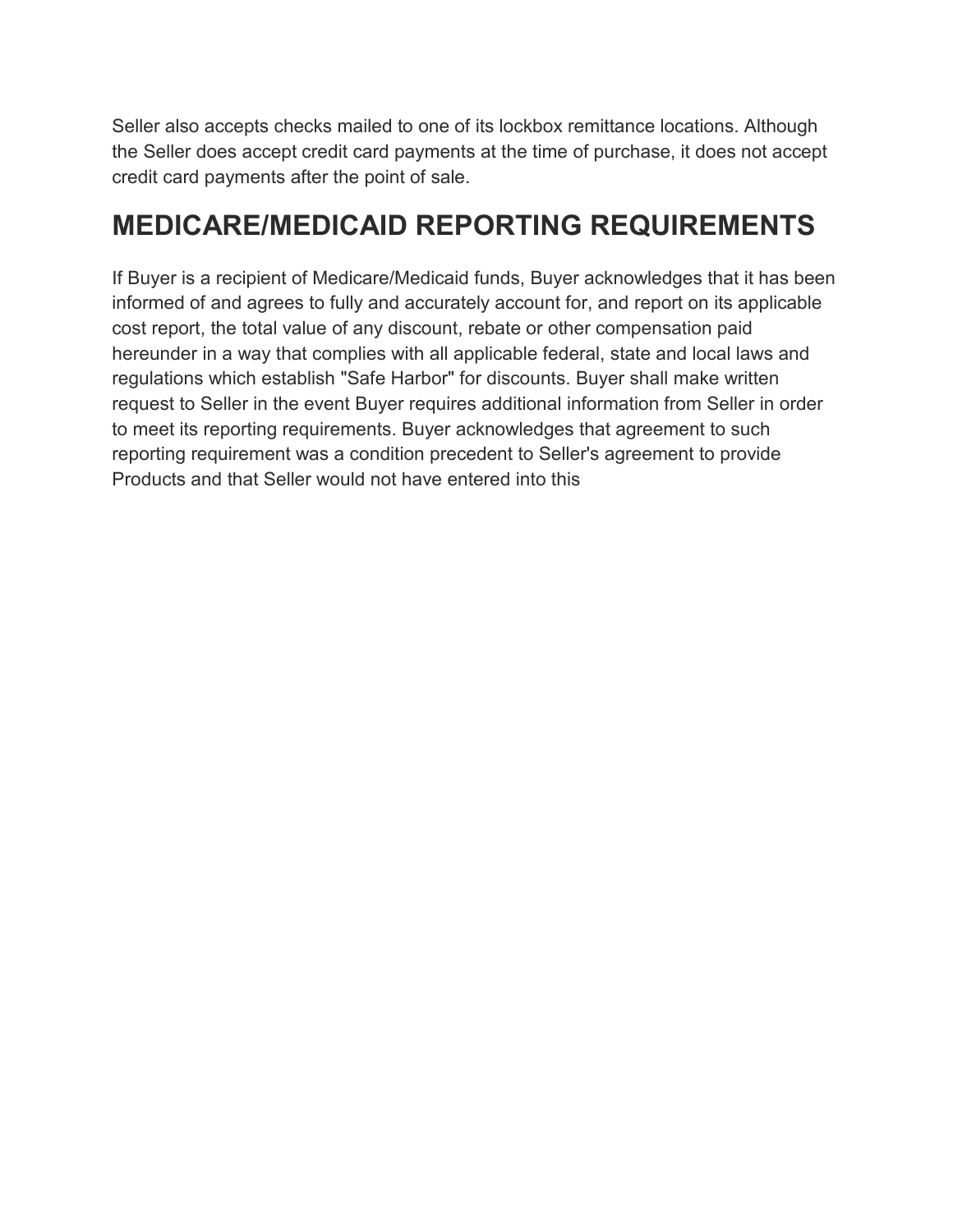Seller also accepts checks mailed to one of its lockbox remittance locations. Although the Seller does accept credit card payments at the time of purchase, it does not accept credit card payments after the point of sale.

## MEDICARE/MEDICAID REPORTING REQUIREMENTS

If Buyer is a recipient of Medicare/Medicaid funds, Buyer acknowledges that it has been informed of and agrees to fully and accurately account for, and report on its applicable cost report, the total value of any discount, rebate or other compensation paid hereunder in a way that complies with all applicable federal, state and local laws and regulations which establish "Safe Harbor" for discounts. Buyer shall make written request to Seller in the event Buyer requires additional information from Seller in order to meet its reporting requirements. Buyer acknowledges that agreement to such reporting requirement was a condition precedent to Seller's agreement to provide Products and that Seller would not have entered into this